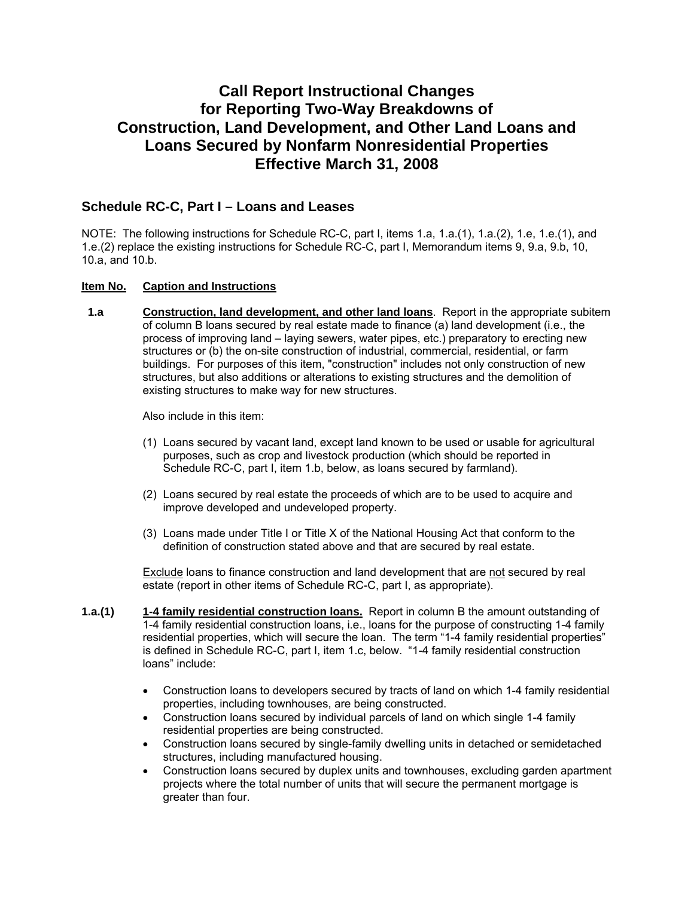# Call Report Instructional Changes for Reporting Two-Way Breakdowns of Construction, Land Development, and Other Land Loans and Loans Secured by Nonfarm Nonresidential Properties Effective March 31, 2008

## Schedule RC-C, Part I – Loans and Leases

NOTE: The following instructions for Schedule RC-C, part I, items 1.a, 1.a.(1), 1.a.(2), 1.e, 1.e.(1), and 1.e.(2) replace the existing instructions for Schedule RC-C, part I, Memorandum items 9, 9.a, 9.b, 10, 10.a, and 10.b.

**Item No.** **Caption and Instructions**

**1.a** **Construction, land development, and other land loans**. Report in the appropriate subitem of column B loans secured by real estate made to finance (a) land development (i.e., the process of improving land – laying sewers, water pipes, etc.) preparatory to erecting new structures or (b) the on-site construction of industrial, commercial, residential, or farm buildings. For purposes of this item, "construction" includes not only construction of new structures, but also additions or alterations to existing structures and the demolition of existing structures to make way for new structures.

Also include in this item:

(1) Loans secured by vacant land, except land known to be used or usable for agricultural purposes, such as crop and livestock production (which should be reported in Schedule RC-C, part I, item 1.b, below, as loans secured by farmland).

(2) Loans secured by real estate the proceeds of which are to be used to acquire and improve developed and undeveloped property.

(3) Loans made under Title I or Title X of the National Housing Act that conform to the definition of construction stated above and that are secured by real estate.

Exclude loans to finance construction and land development that are not secured by real estate (report in other items of Schedule RC-C, part I, as appropriate).

**1.a.(1)** **1-4 family residential construction loans.** Report in column B the amount outstanding of 1-4 family residential construction loans, i.e., loans for the purpose of constructing 1-4 family residential properties, which will secure the loan. The term "1-4 family residential properties" is defined in Schedule RC-C, part I, item 1.c, below. "1-4 family residential construction loans" include:

- Construction loans to developers secured by tracts of land on which 1-4 family residential properties, including townhouses, are being constructed.
- Construction loans secured by individual parcels of land on which single 1-4 family residential properties are being constructed.
- Construction loans secured by single-family dwelling units in detached or semidetached structures, including manufactured housing.
- Construction loans secured by duplex units and townhouses, excluding garden apartment projects where the total number of units that will secure the permanent mortgage is greater than four.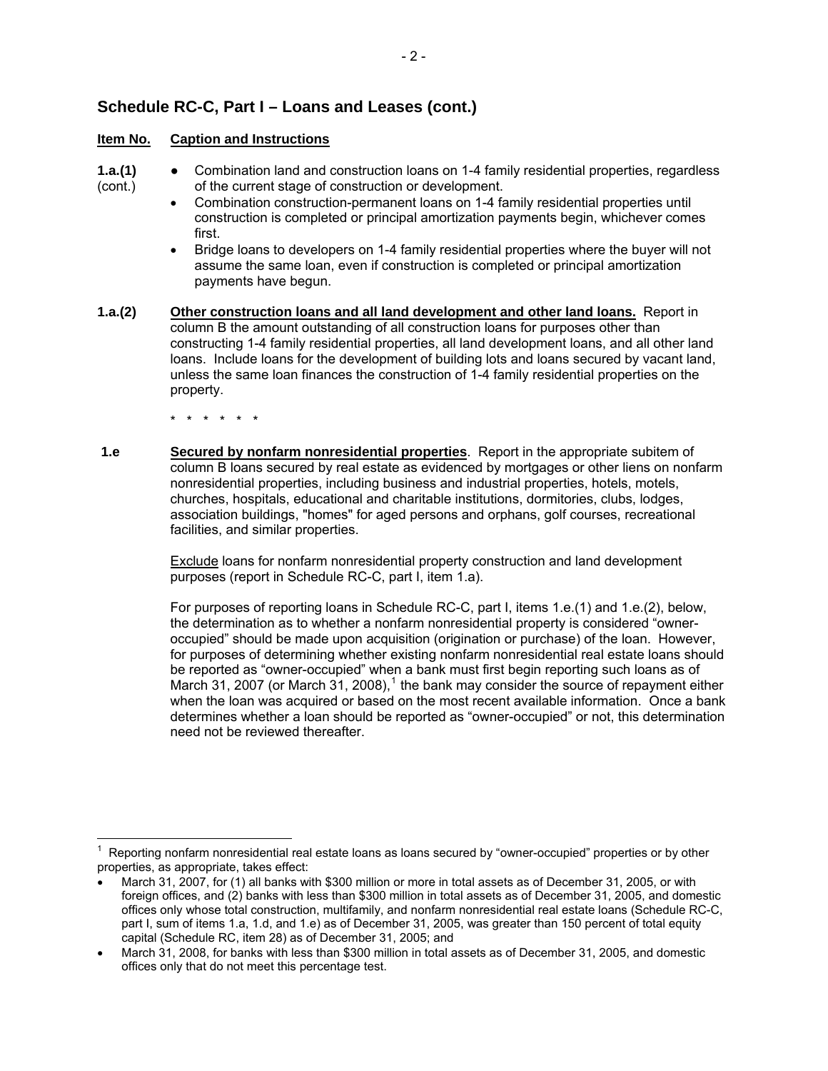## Schedule RC-C, Part I – Loans and Leases (cont.)

**Item No.** **Caption and Instructions**

**1.a.(1)** (cont.)

- Combination land and construction loans on 1-4 family residential properties, regardless of the current stage of construction or development.
- Combination construction-permanent loans on 1-4 family residential properties until construction is completed or principal amortization payments begin, whichever comes first.
- Bridge loans to developers on 1-4 family residential properties where the buyer will not assume the same loan, even if construction is completed or principal amortization payments have begun.

**1.a.(2)** **Other construction loans and all land development and other land loans.** Report in column B the amount outstanding of all construction loans for purposes other than constructing 1-4 family residential properties, all land development loans, and all other land loans. Include loans for the development of building lots and loans secured by vacant land, unless the same loan finances the construction of 1-4 family residential properties on the property.

\* \* \* \* \* \*

**1.e** **Secured by nonfarm nonresidential properties**. Report in the appropriate subitem of column B loans secured by real estate as evidenced by mortgages or other liens on nonfarm nonresidential properties, including business and industrial properties, hotels, motels, churches, hospitals, educational and charitable institutions, dormitories, clubs, lodges, association buildings, "homes" for aged persons and orphans, golf courses, recreational facilities, and similar properties.

Exclude loans for nonfarm nonresidential property construction and land development purposes (report in Schedule RC-C, part I, item 1.a).

For purposes of reporting loans in Schedule RC-C, part I, items 1.e.(1) and 1.e.(2), below, the determination as to whether a nonfarm nonresidential property is considered "owner-occupied" should be made upon acquisition (origination or purchase) of the loan. However, for purposes of determining whether existing nonfarm nonresidential real estate loans should be reported as "owner-occupied" when a bank must first begin reporting such loans as of March 31, 2007 (or March 31, 2008),[1] the bank may consider the source of repayment either when the loan was acquired or based on the most recent available information. Once a bank determines whether a loan should be reported as "owner-occupied" or not, this determination need not be reviewed thereafter.

---

[1] Reporting nonfarm nonresidential real estate loans as loans secured by "owner-occupied" properties or by other properties, as appropriate, takes effect:

- March 31, 2007, for (1) all banks with $300 million or more in total assets as of December 31, 2005, or with foreign offices, and (2) banks with less than $300 million in total assets as of December 31, 2005, and domestic offices only whose total construction, multifamily, and nonfarm nonresidential real estate loans (Schedule RC-C, part I, sum of items 1.a, 1.d, and 1.e) as of December 31, 2005, was greater than 150 percent of total equity capital (Schedule RC, item 28) as of December 31, 2005; and
- March 31, 2008, for banks with less than $300 million in total assets as of December 31, 2005, and domestic offices only that do not meet this percentage test.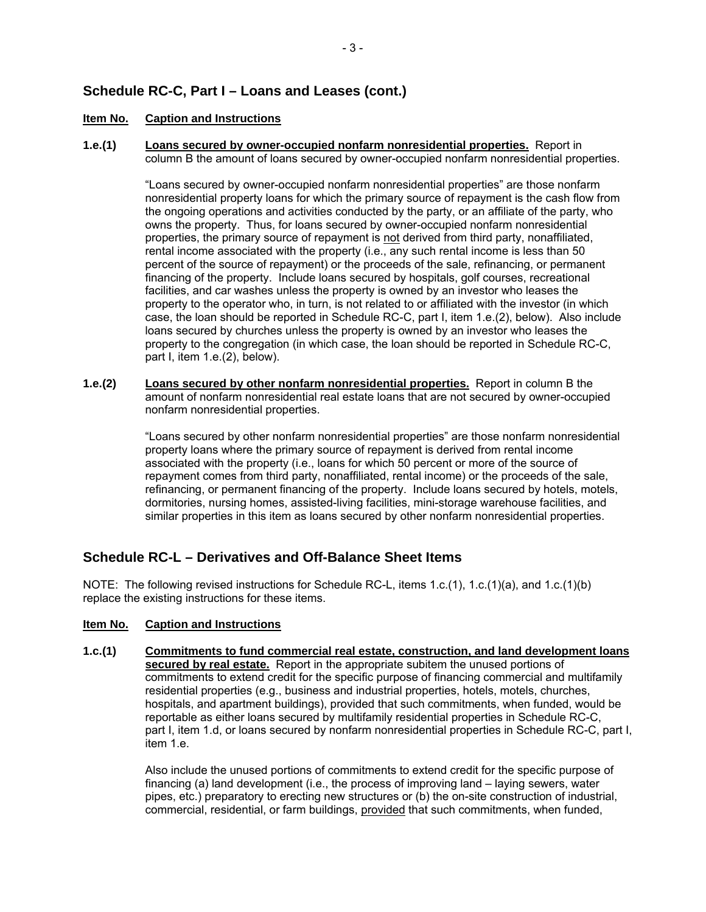## Schedule RC-C, Part I – Loans and Leases (cont.)

**Item No.** **Caption and Instructions**

**1.e.(1)** **Loans secured by owner-occupied nonfarm nonresidential properties.** Report in column B the amount of loans secured by owner-occupied nonfarm nonresidential properties.

"Loans secured by owner-occupied nonfarm nonresidential properties" are those nonfarm nonresidential property loans for which the primary source of repayment is the cash flow from the ongoing operations and activities conducted by the party, or an affiliate of the party, who owns the property. Thus, for loans secured by owner-occupied nonfarm nonresidential properties, the primary source of repayment is not derived from third party, nonaffiliated, rental income associated with the property (i.e., any such rental income is less than 50 percent of the source of repayment) or the proceeds of the sale, refinancing, or permanent financing of the property. Include loans secured by hospitals, golf courses, recreational facilities, and car washes unless the property is owned by an investor who leases the property to the operator who, in turn, is not related to or affiliated with the investor (in which case, the loan should be reported in Schedule RC-C, part I, item 1.e.(2), below). Also include loans secured by churches unless the property is owned by an investor who leases the property to the congregation (in which case, the loan should be reported in Schedule RC-C, part I, item 1.e.(2), below).

**1.e.(2)** **Loans secured by other nonfarm nonresidential properties.** Report in column B the amount of nonfarm nonresidential real estate loans that are not secured by owner-occupied nonfarm nonresidential properties.

"Loans secured by other nonfarm nonresidential properties" are those nonfarm nonresidential property loans where the primary source of repayment is derived from rental income associated with the property (i.e., loans for which 50 percent or more of the source of repayment comes from third party, nonaffiliated, rental income) or the proceeds of the sale, refinancing, or permanent financing of the property. Include loans secured by hotels, motels, dormitories, nursing homes, assisted-living facilities, mini-storage warehouse facilities, and similar properties in this item as loans secured by other nonfarm nonresidential properties.

## Schedule RC-L – Derivatives and Off-Balance Sheet Items

NOTE: The following revised instructions for Schedule RC-L, items 1.c.(1), 1.c.(1)(a), and 1.c.(1)(b) replace the existing instructions for these items.

**Item No.** **Caption and Instructions**

**1.c.(1)** **Commitments to fund commercial real estate, construction, and land development loans secured by real estate.** Report in the appropriate subitem the unused portions of commitments to extend credit for the specific purpose of financing commercial and multifamily residential properties (e.g., business and industrial properties, hotels, motels, churches, hospitals, and apartment buildings), provided that such commitments, when funded, would be reportable as either loans secured by multifamily residential properties in Schedule RC-C, part I, item 1.d, or loans secured by nonfarm nonresidential properties in Schedule RC-C, part I, item 1.e.

Also include the unused portions of commitments to extend credit for the specific purpose of financing (a) land development (i.e., the process of improving land – laying sewers, water pipes, etc.) preparatory to erecting new structures or (b) the on-site construction of industrial, commercial, residential, or farm buildings, provided that such commitments, when funded,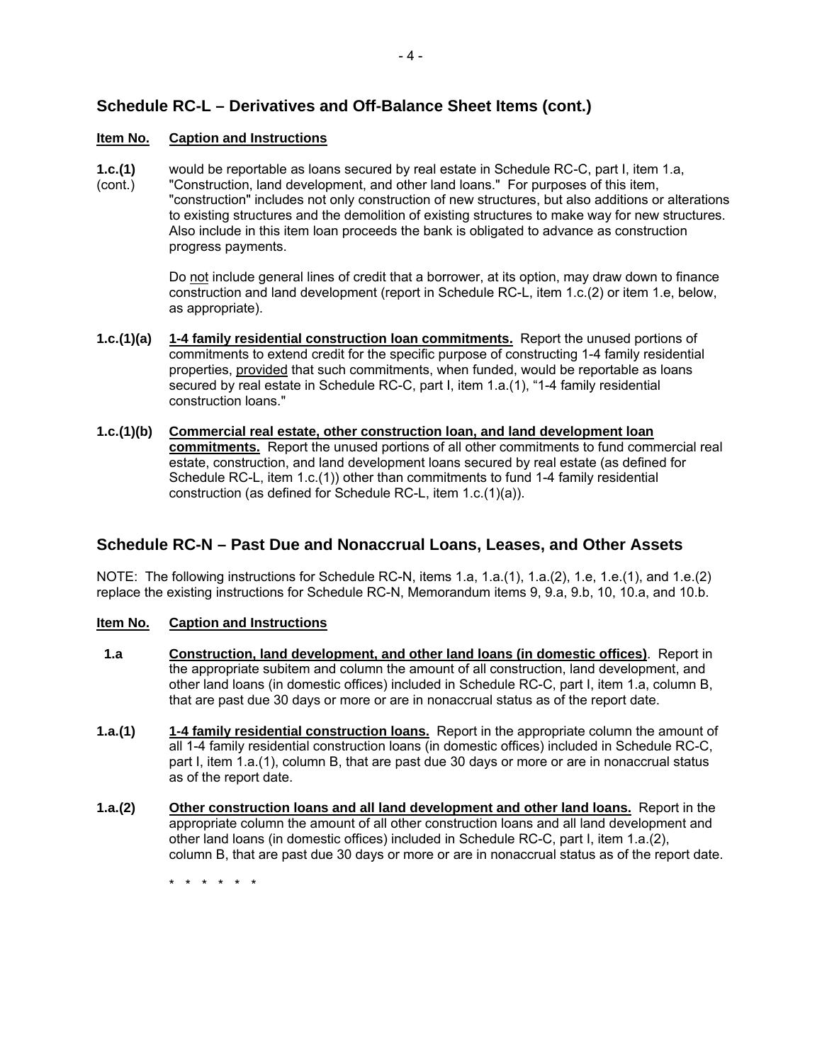## Schedule RC-L – Derivatives and Off-Balance Sheet Items (cont.)

**Item No.** **Caption and Instructions**

**1.c.(1)** (cont.) would be reportable as loans secured by real estate in Schedule RC-C, part I, item 1.a, "Construction, land development, and other land loans." For purposes of this item, "construction" includes not only construction of new structures, but also additions or alterations to existing structures and the demolition of existing structures to make way for new structures. Also include in this item loan proceeds the bank is obligated to advance as construction progress payments.

Do not include general lines of credit that a borrower, at its option, may draw down to finance construction and land development (report in Schedule RC-L, item 1.c.(2) or item 1.e, below, as appropriate).

**1.c.(1)(a)** **1-4 family residential construction loan commitments.** Report the unused portions of commitments to extend credit for the specific purpose of constructing 1-4 family residential properties, provided that such commitments, when funded, would be reportable as loans secured by real estate in Schedule RC-C, part I, item 1.a.(1), "1-4 family residential construction loans."

**1.c.(1)(b)** **Commercial real estate, other construction loan, and land development loan commitments.** Report the unused portions of all other commitments to fund commercial real estate, construction, and land development loans secured by real estate (as defined for Schedule RC-L, item 1.c.(1)) other than commitments to fund 1-4 family residential construction (as defined for Schedule RC-L, item 1.c.(1)(a)).

## Schedule RC-N – Past Due and Nonaccrual Loans, Leases, and Other Assets

NOTE: The following instructions for Schedule RC-N, items 1.a, 1.a.(1), 1.a.(2), 1.e, 1.e.(1), and 1.e.(2) replace the existing instructions for Schedule RC-N, Memorandum items 9, 9.a, 9.b, 10, 10.a, and 10.b.

**Item No.** **Caption and Instructions**

**1.a** **Construction, land development, and other land loans (in domestic offices)**. Report in the appropriate subitem and column the amount of all construction, land development, and other land loans (in domestic offices) included in Schedule RC-C, part I, item 1.a, column B, that are past due 30 days or more or are in nonaccrual status as of the report date.

**1.a.(1)** **1-4 family residential construction loans.** Report in the appropriate column the amount of all 1-4 family residential construction loans (in domestic offices) included in Schedule RC-C, part I, item 1.a.(1), column B, that are past due 30 days or more or are in nonaccrual status as of the report date.

**1.a.(2)** **Other construction loans and all land development and other land loans.** Report in the appropriate column the amount of all other construction loans and all land development and other land loans (in domestic offices) included in Schedule RC-C, part I, item 1.a.(2), column B, that are past due 30 days or more or are in nonaccrual status as of the report date.

\* \* \* \* \* \*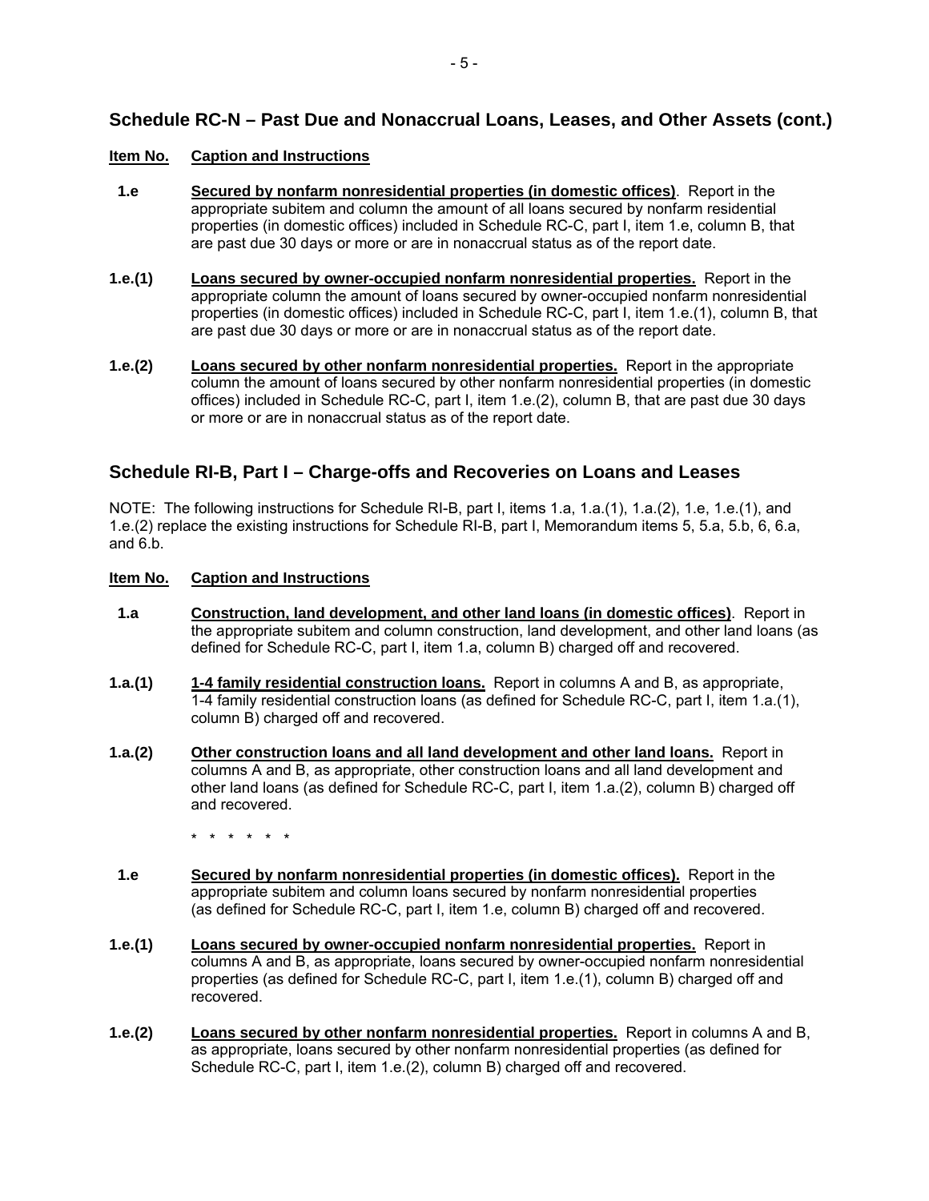## Schedule RC-N – Past Due and Nonaccrual Loans, Leases, and Other Assets (cont.)

**Item No.** **Caption and Instructions**

**1.e** **Secured by nonfarm nonresidential properties (in domestic offices)**. Report in the appropriate subitem and column the amount of all loans secured by nonfarm residential properties (in domestic offices) included in Schedule RC-C, part I, item 1.e, column B, that are past due 30 days or more or are in nonaccrual status as of the report date.

**1.e.(1)** **Loans secured by owner-occupied nonfarm nonresidential properties.** Report in the appropriate column the amount of loans secured by owner-occupied nonfarm nonresidential properties (in domestic offices) included in Schedule RC-C, part I, item 1.e.(1), column B, that are past due 30 days or more or are in nonaccrual status as of the report date.

**1.e.(2)** **Loans secured by other nonfarm nonresidential properties.** Report in the appropriate column the amount of loans secured by other nonfarm nonresidential properties (in domestic offices) included in Schedule RC-C, part I, item 1.e.(2), column B, that are past due 30 days or more or are in nonaccrual status as of the report date.

## Schedule RI-B, Part I – Charge-offs and Recoveries on Loans and Leases

NOTE: The following instructions for Schedule RI-B, part I, items 1.a, 1.a.(1), 1.a.(2), 1.e, 1.e.(1), and 1.e.(2) replace the existing instructions for Schedule RI-B, part I, Memorandum items 5, 5.a, 5.b, 6, 6.a, and 6.b.

**Item No.** **Caption and Instructions**

**1.a** **Construction, land development, and other land loans (in domestic offices)**. Report in the appropriate subitem and column construction, land development, and other land loans (as defined for Schedule RC-C, part I, item 1.a, column B) charged off and recovered.

**1.a.(1)** **1-4 family residential construction loans.** Report in columns A and B, as appropriate, 1-4 family residential construction loans (as defined for Schedule RC-C, part I, item 1.a.(1), column B) charged off and recovered.

**1.a.(2)** **Other construction loans and all land development and other land loans.** Report in columns A and B, as appropriate, other construction loans and all land development and other land loans (as defined for Schedule RC-C, part I, item 1.a.(2), column B) charged off and recovered.

\* \* \* \* \* \*

**1.e** **Secured by nonfarm nonresidential properties (in domestic offices).** Report in the appropriate subitem and column loans secured by nonfarm nonresidential properties (as defined for Schedule RC-C, part I, item 1.e, column B) charged off and recovered.

**1.e.(1)** **Loans secured by owner-occupied nonfarm nonresidential properties.** Report in columns A and B, as appropriate, loans secured by owner-occupied nonfarm nonresidential properties (as defined for Schedule RC-C, part I, item 1.e.(1), column B) charged off and recovered.

**1.e.(2)** **Loans secured by other nonfarm nonresidential properties.** Report in columns A and B, as appropriate, loans secured by other nonfarm nonresidential properties (as defined for Schedule RC-C, part I, item 1.e.(2), column B) charged off and recovered.